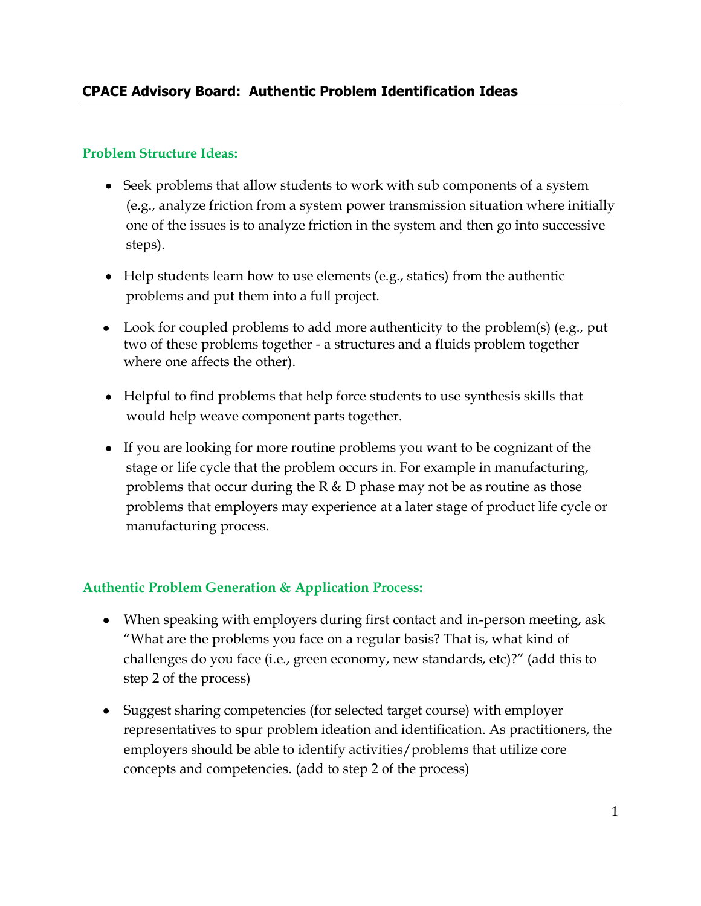## CPACE Advisory Board: Authentic Problem Identification Ideas

### Problem Structure Ideas:

- Seek problems that allow students to work with sub components of a system (e.g., analyze friction from a system power transmission situation where initially one of the issues is to analyze friction in the system and then go into successive steps).
- Help students learn how to use elements (e.g., statics) from the authentic problems and put them into a full project.
- Look for coupled problems to add more authenticity to the problem(s) (e.g., put two of these problems together - a structures and a fluids problem together where one affects the other).
- Helpful to find problems that help force students to use synthesis skills that would help weave component parts together.
- If you are looking for more routine problems you want to be cognizant of the stage or life cycle that the problem occurs in. For example in manufacturing, problems that occur during the R & D phase may not be as routine as those problems that employers may experience at a later stage of product life cycle or manufacturing process.

### Authentic Problem Generation & Application Process:

- When speaking with employers during first contact and in-person meeting, ask "What are the problems you face on a regular basis? That is, what kind of challenges do you face (i.e., green economy, new standards, etc)?" (add this to step 2 of the process)
- Suggest sharing competencies (for selected target course) with employer representatives to spur problem ideation and identification. As practitioners, the employers should be able to identify activities/problems that utilize core concepts and competencies. (add to step 2 of the process)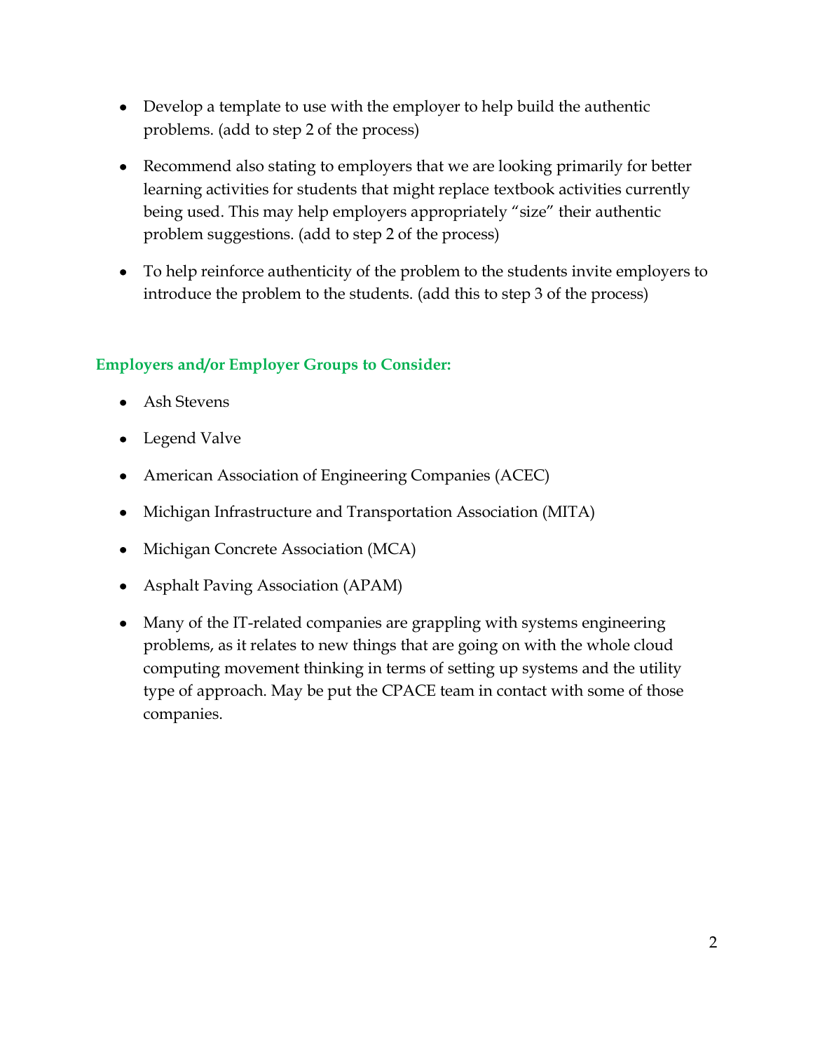- Develop a template to use with the employer to help build the authentic problems. (add to step 2 of the process)

- Recommend also stating to employers that we are looking primarily for better learning activities for students that might replace textbook activities currently being used. This may help employers appropriately "size" their authentic problem suggestions. (add to step 2 of the process)

- To help reinforce authenticity of the problem to the students invite employers to introduce the problem to the students. (add this to step 3 of the process)

### Employers and/or Employer Groups to Consider:

- Ash Stevens
- Legend Valve
- American Association of Engineering Companies (ACEC)
- Michigan Infrastructure and Transportation Association (MITA)
- Michigan Concrete Association (MCA)
- Asphalt Paving Association (APAM)
- Many of the IT-related companies are grappling with systems engineering problems, as it relates to new things that are going on with the whole cloud computing movement thinking in terms of setting up systems and the utility type of approach. May be put the CPACE team in contact with some of those companies.